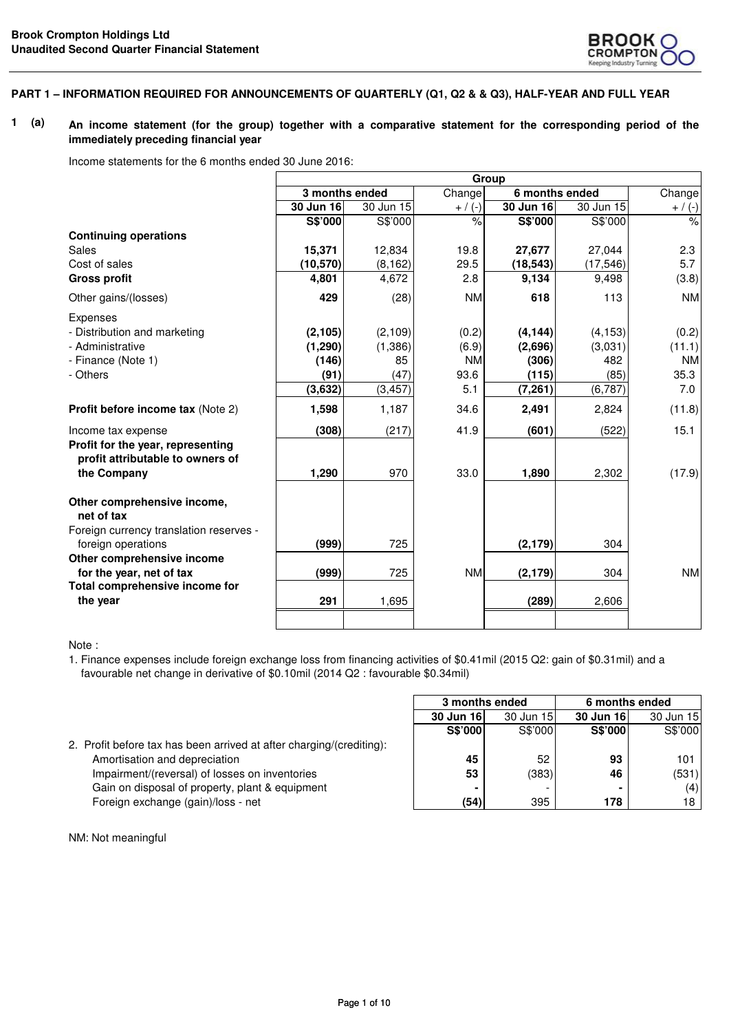Brook Crompton Holdings Ltd
Unaudited Second Quarter Financial Statement

## PART 1 – INFORMATION REQUIRED FOR ANNOUNCEMENTS OF QUARTERLY (Q1, Q2 & & Q3), HALF-YEAR AND FULL YEAR

**1 (a) An income statement (for the group) together with a comparative statement for the corresponding period of the immediately preceding financial year**

Income statements for the 6 months ended 30 June 2016:

| | Group | | | | | |
|---|---|---|---|---|---|---|
| | 3 months ended | | Change | 6 months ended | | Change |
| | **30 Jun 16** | 30 Jun 15 | + / (-) | **30 Jun 16** | 30 Jun 15 | + / (-) |
| | **S$'000** | S$'000 | % | **S$'000** | S$'000 | % |
| **Continuing operations** | | | | | | |
| Sales | **15,371** | 12,834 | 19.8 | **27,677** | 27,044 | 2.3 |
| Cost of sales | **(10,570)** | (8,162) | 29.5 | **(18,543)** | (17,546) | 5.7 |
| **Gross profit** | **4,801** | 4,672 | 2.8 | **9,134** | 9,498 | (3.8) |
| Other gains/(losses) | **429** | (28) | NM | **618** | 113 | NM |
| Expenses | | | | | | |
| - Distribution and marketing | **(2,105)** | (2,109) | (0.2) | **(4,144)** | (4,153) | (0.2) |
| - Administrative | **(1,290)** | (1,386) | (6.9) | **(2,696)** | (3,031) | (11.1) |
| - Finance (Note 1) | **(146)** | 85 | NM | **(306)** | 482 | NM |
| - Others | **(91)** | (47) | 93.6 | **(115)** | (85) | 35.3 |
| | **(3,632)** | (3,457) | 5.1 | **(7,261)** | (6,787) | 7.0 |
| **Profit before income tax** (Note 2) | **1,598** | 1,187 | 34.6 | **2,491** | 2,824 | (11.8) |
| Income tax expense | **(308)** | (217) | 41.9 | **(601)** | (522) | 15.1 |
| **Profit for the year, representing profit attributable to owners of the Company** | **1,290** | 970 | 33.0 | **1,890** | 2,302 | (17.9) |
| **Other comprehensive income, net of tax** | | | | | | |
| Foreign currency translation reserves - foreign operations | **(999)** | 725 | | **(2,179)** | 304 | |
| **Other comprehensive income for the year, net of tax** | **(999)** | 725 | NM | **(2,179)** | 304 | NM |
| **Total comprehensive income for the year** | **291** | 1,695 | | **(289)** | 2,606 | |

Note :

1. Finance expenses include foreign exchange loss from financing activities of $0.41mil (2015 Q2: gain of $0.31mil) and a favourable net change in derivative of $0.10mil (2014 Q2 : favourable $0.34mil)

| | 3 months ended | | 6 months ended | |
|---|---|---|---|---|
| | **30 Jun 16** | 30 Jun 15 | **30 Jun 16** | 30 Jun 15 |
| | **S$'000** | S$'000 | **S$'000** | S$'000 |
| 2. Profit before tax has been arrived at after charging/(crediting): | | | | |
| Amortisation and depreciation | **45** | 52 | **93** | 101 |
| Impairment/(reversal) of losses on inventories | **53** | (383) | **46** | (531) |
| Gain on disposal of property, plant & equipment | **-** | - | **-** | (4) |
| Foreign exchange (gain)/loss - net | **(54)** | 395 | **178** | 18 |

NM: Not meaningful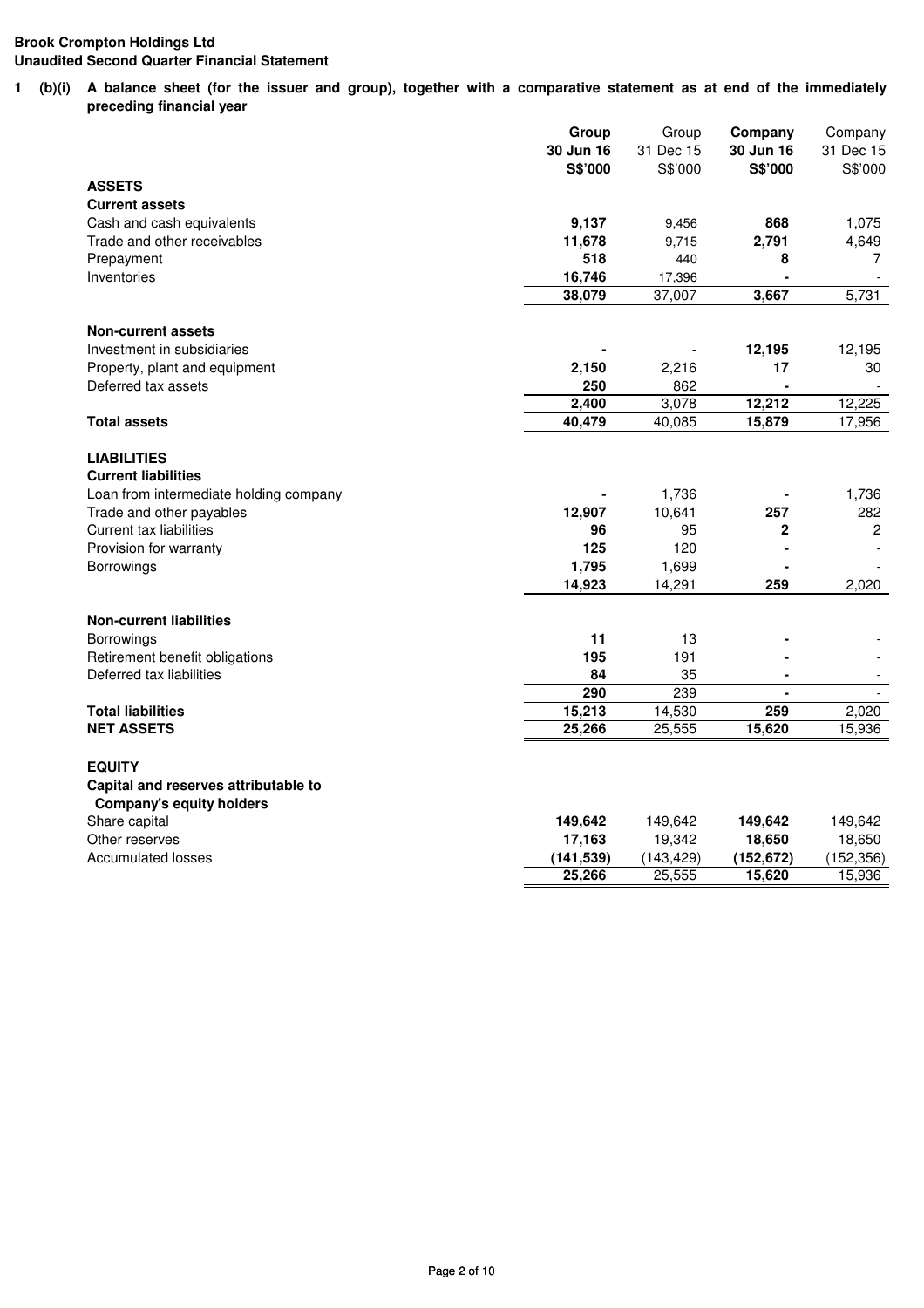**Brook Crompton Holdings Ltd**
**Unaudited Second Quarter Financial Statement**

**1 (b)(i) A balance sheet (for the issuer and group), together with a comparative statement as at end of the immediately preceding financial year**

| | **Group 30 Jun 16 S$'000** | Group 31 Dec 15 S$'000 | **Company 30 Jun 16 S$'000** | Company 31 Dec 15 S$'000 |
|---|---|---|---|---|
| **ASSETS** | | | | |
| **Current assets** | | | | |
| Cash and cash equivalents | **9,137** | 9,456 | **868** | 1,075 |
| Trade and other receivables | **11,678** | 9,715 | **2,791** | 4,649 |
| Prepayment | **518** | 440 | **8** | 7 |
| Inventories | **16,746** | 17,396 | **-** | - |
| | **38,079** | 37,007 | **3,667** | 5,731 |
| **Non-current assets** | | | | |
| Investment in subsidiaries | **-** | - | **12,195** | 12,195 |
| Property, plant and equipment | **2,150** | 2,216 | **17** | 30 |
| Deferred tax assets | **250** | 862 | **-** | - |
| | **2,400** | 3,078 | **12,212** | 12,225 |
| **Total assets** | **40,479** | 40,085 | **15,879** | 17,956 |
| **LIABILITIES** | | | | |
| **Current liabilities** | | | | |
| Loan from intermediate holding company | **-** | 1,736 | **-** | 1,736 |
| Trade and other payables | **12,907** | 10,641 | **257** | 282 |
| Current tax liabilities | **96** | 95 | **2** | 2 |
| Provision for warranty | **125** | 120 | **-** | - |
| Borrowings | **1,795** | 1,699 | **-** | - |
| | **14,923** | 14,291 | **259** | 2,020 |
| **Non-current liabilities** | | | | |
| Borrowings | **11** | 13 | **-** | - |
| Retirement benefit obligations | **195** | 191 | **-** | - |
| Deferred tax liabilities | **84** | 35 | **-** | - |
| | **290** | 239 | **-** | - |
| **Total liabilities** | **15,213** | 14,530 | **259** | 2,020 |
| **NET ASSETS** | **25,266** | 25,555 | **15,620** | 15,936 |
| **EQUITY** | | | | |
| **Capital and reserves attributable to Company's equity holders** | | | | |
| Share capital | **149,642** | 149,642 | **149,642** | 149,642 |
| Other reserves | **17,163** | 19,342 | **18,650** | 18,650 |
| Accumulated losses | **(141,539)** | (143,429) | **(152,672)** | (152,356) |
| | **25,266** | 25,555 | **15,620** | 15,936 |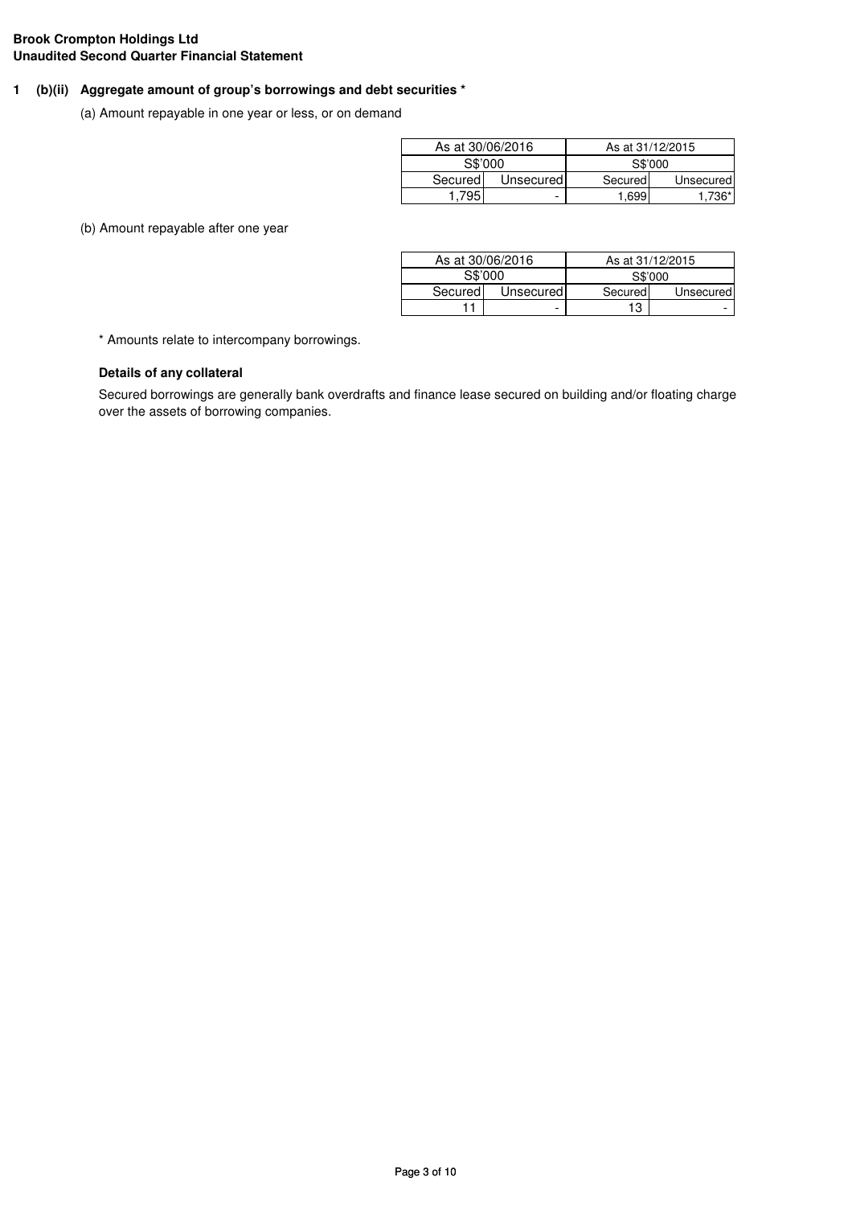**Brook Crompton Holdings Ltd**
**Unaudited Second Quarter Financial Statement**

## 1 (b)(ii) Aggregate amount of group's borrowings and debt securities *

(a) Amount repayable in one year or less, or on demand

| As at 30/06/2016 | | As at 31/12/2015 | |
|---|---|---|---|
| S$'000 | | S$'000 | |
| Secured | Unsecured | Secured | Unsecured |
| 1,795 | - | 1,699 | 1,736* |

(b) Amount repayable after one year

| As at 30/06/2016 | | As at 31/12/2015 | |
|---|---|---|---|
| S$'000 | | S$'000 | |
| Secured | Unsecured | Secured | Unsecured |
| 11 | - | 13 | - |

\* Amounts relate to intercompany borrowings.

**Details of any collateral**

Secured borrowings are generally bank overdrafts and finance lease secured on building and/or floating charge over the assets of borrowing companies.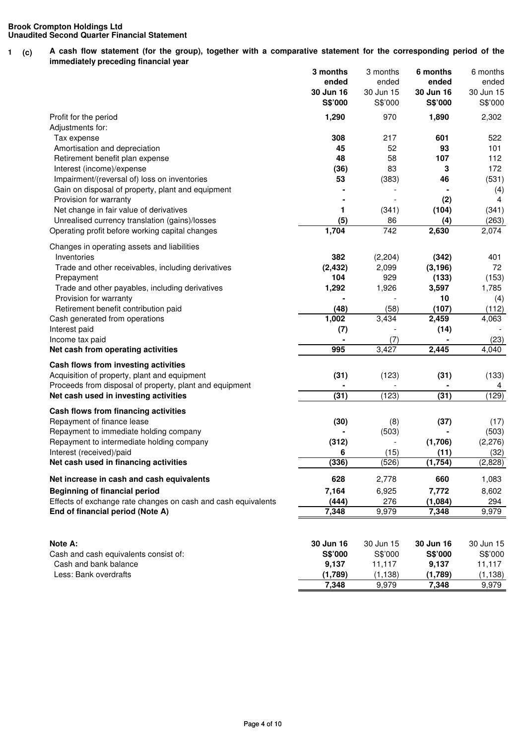**Brook Crompton Holdings Ltd**
**Unaudited Second Quarter Financial Statement**

**1 (c) A cash flow statement (for the group), together with a comparative statement for the corresponding period of the immediately preceding financial year**

| | **3 months ended 30 Jun 16 S$'000** | 3 months ended 30 Jun 15 S$'000 | **6 months ended 30 Jun 16 S$'000** | 6 months ended 30 Jun 15 S$'000 |
|---|---|---|---|---|
| Profit for the period | **1,290** | 970 | **1,890** | 2,302 |
| Adjustments for: | | | | |
| Tax expense | **308** | 217 | **601** | 522 |
| Amortisation and depreciation | **45** | 52 | **93** | 101 |
| Retirement benefit plan expense | **48** | 58 | **107** | 112 |
| Interest (income)/expense | **(36)** | 83 | **3** | 172 |
| Impairment/(reversal of) loss on inventories | **53** | (383) | **46** | (531) |
| Gain on disposal of property, plant and equipment | **-** | - | **-** | (4) |
| Provision for warranty | **-** | - | **(2)** | 4 |
| Net change in fair value of derivatives | **1** | (341) | **(104)** | (341) |
| Unrealised currency translation (gains)/losses | **(5)** | 86 | **(4)** | (263) |
| Operating profit before working capital changes | **1,704** | 742 | **2,630** | 2,074 |
| Changes in operating assets and liabilities | | | | |
| Inventories | **382** | (2,204) | **(342)** | 401 |
| Trade and other receivables, including derivatives | **(2,432)** | 2,099 | **(3,196)** | 72 |
| Prepayment | **104** | 929 | **(133)** | (153) |
| Trade and other payables, including derivatives | **1,292** | 1,926 | **3,597** | 1,785 |
| Provision for warranty | **-** | - | **10** | (4) |
| Retirement benefit contribution paid | **(48)** | (58) | **(107)** | (112) |
| Cash generated from operations | **1,002** | 3,434 | **2,459** | 4,063 |
| Interest paid | **(7)** | - | **(14)** | - |
| Income tax paid | **-** | (7) | **-** | (23) |
| **Net cash from operating activities** | **995** | 3,427 | **2,445** | 4,040 |
| **Cash flows from investing activities** | | | | |
| Acquisition of property, plant and equipment | **(31)** | (123) | **(31)** | (133) |
| Proceeds from disposal of property, plant and equipment | **-** | - | **-** | 4 |
| **Net cash used in investing activities** | **(31)** | (123) | **(31)** | (129) |
| **Cash flows from financing activities** | | | | |
| Repayment of finance lease | **(30)** | (8) | **(37)** | (17) |
| Repayment to immediate holding company | **-** | (503) | **-** | (503) |
| Repayment to intermediate holding company | **(312)** | - | **(1,706)** | (2,276) |
| Interest (received)/paid | **6** | (15) | **(11)** | (32) |
| **Net cash used in financing activities** | **(336)** | (526) | **(1,754)** | (2,828) |
| **Net increase in cash and cash equivalents** | **628** | 2,778 | **660** | 1,083 |
| **Beginning of financial period** | **7,164** | 6,925 | **7,772** | 8,602 |
| Effects of exchange rate changes on cash and cash equivalents | **(444)** | 276 | **(1,084)** | 294 |
| **End of financial period (Note A)** | **7,348** | 9,979 | **7,348** | 9,979 |

| **Note A:** | **30 Jun 16** | 30 Jun 15 | **30 Jun 16** | 30 Jun 15 |
|---|---|---|---|---|
| Cash and cash equivalents consist of: | **S$'000** | S$'000 | **S$'000** | S$'000 |
| Cash and bank balance | **9,137** | 11,117 | **9,137** | 11,117 |
| Less: Bank overdrafts | **(1,789)** | (1,138) | **(1,789)** | (1,138) |
| | **7,348** | 9,979 | **7,348** | 9,979 |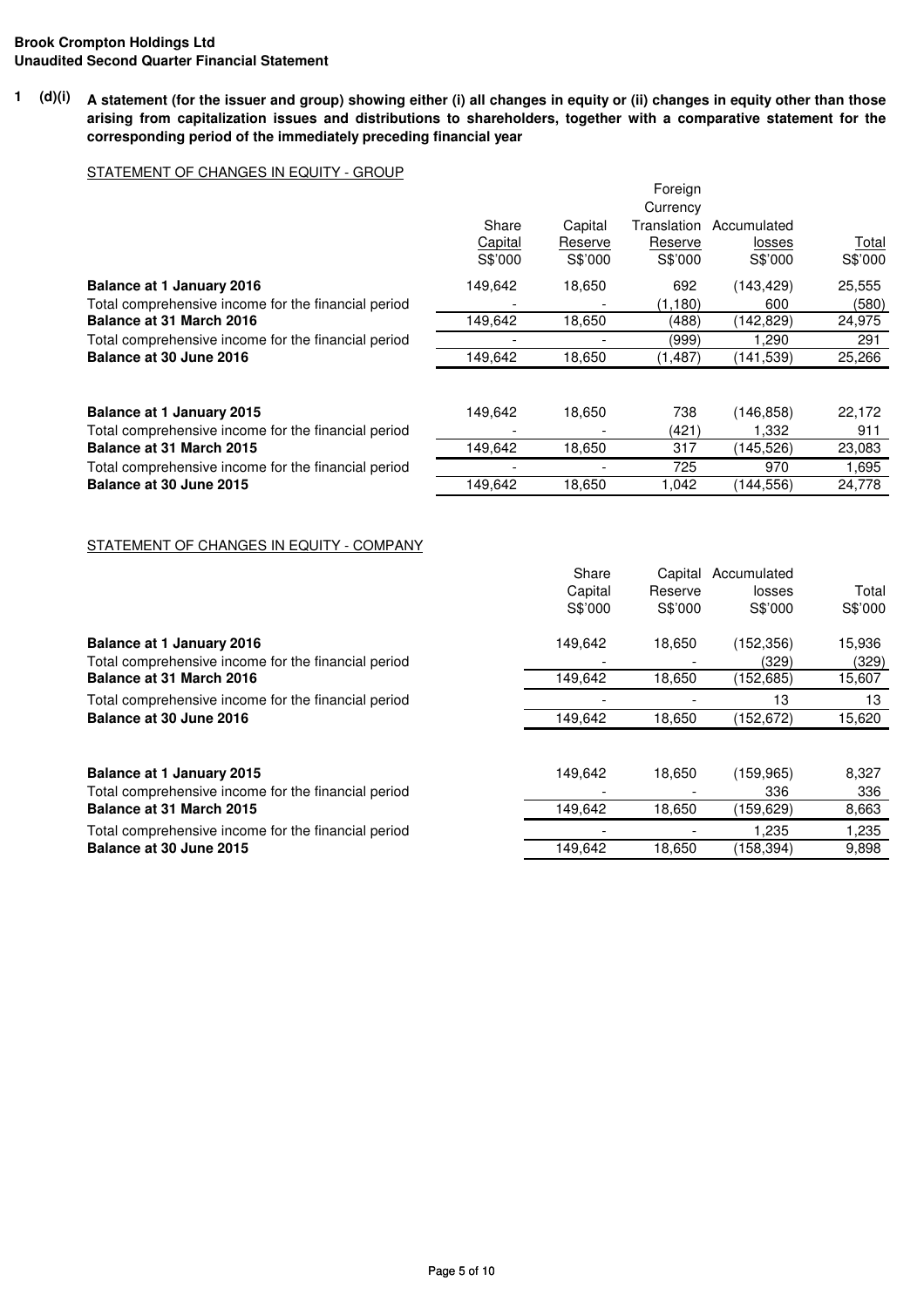**Brook Crompton Holdings Ltd**
**Unaudited Second Quarter Financial Statement**

**1 (d)(i) A statement (for the issuer and group) showing either (i) all changes in equity or (ii) changes in equity other than those arising from capitalization issues and distributions to shareholders, together with a comparative statement for the corresponding period of the immediately preceding financial year**

STATEMENT OF CHANGES IN EQUITY - GROUP

| | Share Capital | Capital Reserve | Foreign Currency Translation Reserve | Accumulated losses | Total |
|---|---|---|---|---|---|
| | S$'000 | S$'000 | S$'000 | S$'000 | S$'000 |
| **Balance at 1 January 2016** | 149,642 | 18,650 | 692 | (143,429) | 25,555 |
| Total comprehensive income for the financial period | - | - | (1,180) | 600 | (580) |
| **Balance at 31 March 2016** | 149,642 | 18,650 | (488) | (142,829) | 24,975 |
| Total comprehensive income for the financial period | - | - | (999) | 1,290 | 291 |
| **Balance at 30 June 2016** | 149,642 | 18,650 | (1,487) | (141,539) | 25,266 |
| | | | | | |
| **Balance at 1 January 2015** | 149,642 | 18,650 | 738 | (146,858) | 22,172 |
| Total comprehensive income for the financial period | - | - | (421) | 1,332 | 911 |
| **Balance at 31 March 2015** | 149,642 | 18,650 | 317 | (145,526) | 23,083 |
| Total comprehensive income for the financial period | - | - | 725 | 970 | 1,695 |
| **Balance at 30 June 2015** | 149,642 | 18,650 | 1,042 | (144,556) | 24,778 |

STATEMENT OF CHANGES IN EQUITY - COMPANY

| | Share Capital | Capital Reserve | Accumulated losses | Total |
|---|---|---|---|---|
| | S$'000 | S$'000 | S$'000 | S$'000 |
| **Balance at 1 January 2016** | 149,642 | 18,650 | (152,356) | 15,936 |
| Total comprehensive income for the financial period | - | - | (329) | (329) |
| **Balance at 31 March 2016** | 149,642 | 18,650 | (152,685) | 15,607 |
| Total comprehensive income for the financial period | - | - | 13 | 13 |
| **Balance at 30 June 2016** | 149,642 | 18,650 | (152,672) | 15,620 |
| | | | | |
| **Balance at 1 January 2015** | 149,642 | 18,650 | (159,965) | 8,327 |
| Total comprehensive income for the financial period | - | - | 336 | 336 |
| **Balance at 31 March 2015** | 149,642 | 18,650 | (159,629) | 8,663 |
| Total comprehensive income for the financial period | - | - | 1,235 | 1,235 |
| **Balance at 30 June 2015** | 149,642 | 18,650 | (158,394) | 9,898 |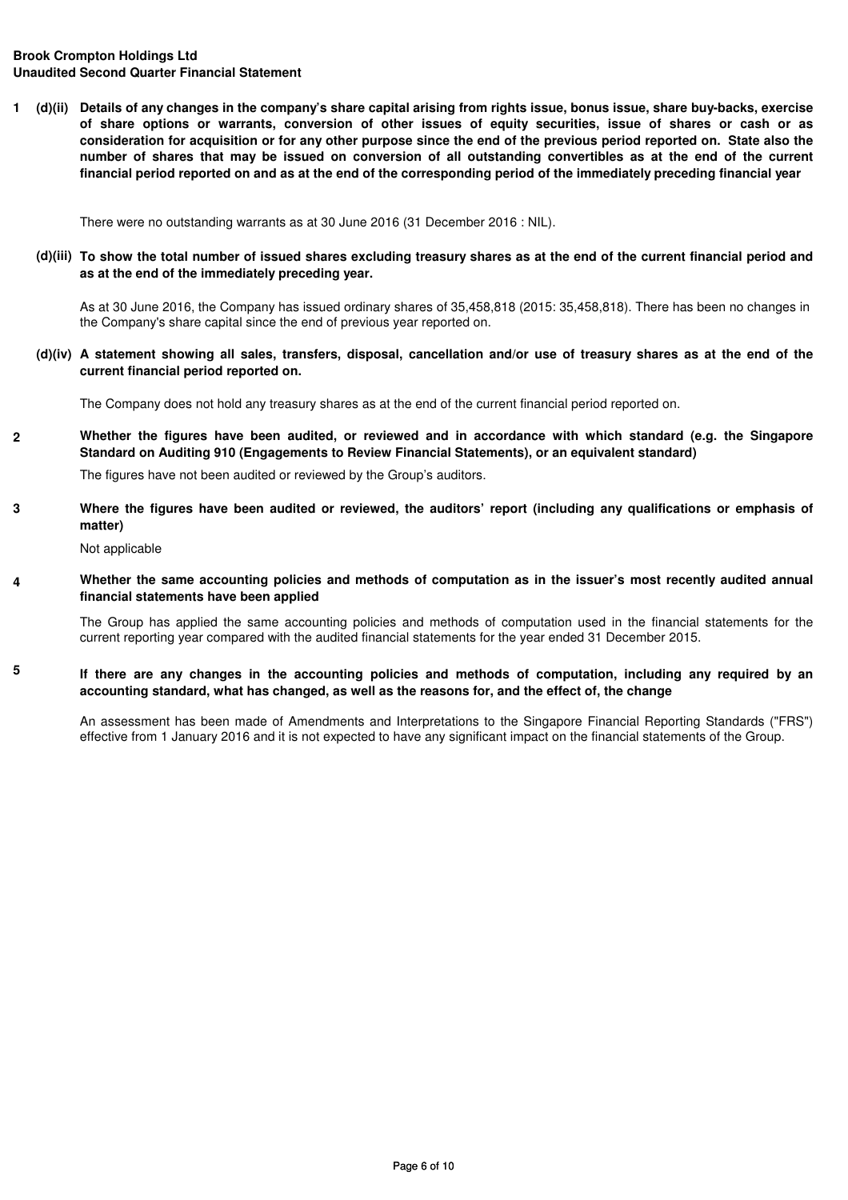**1 (d)(ii) Details of any changes in the company's share capital arising from rights issue, bonus issue, share buy-backs, exercise of share options or warrants, conversion of other issues of equity securities, issue of shares or cash or as consideration for acquisition or for any other purpose since the end of the previous period reported on. State also the number of shares that may be issued on conversion of all outstanding convertibles as at the end of the current financial period reported on and as at the end of the corresponding period of the immediately preceding financial year**

There were no outstanding warrants as at 30 June 2016 (31 December 2016 : NIL).

**(d)(iii) To show the total number of issued shares excluding treasury shares as at the end of the current financial period and as at the end of the immediately preceding year.**

As at 30 June 2016, the Company has issued ordinary shares of 35,458,818 (2015: 35,458,818). There has been no changes in the Company's share capital since the end of previous year reported on.

**(d)(iv) A statement showing all sales, transfers, disposal, cancellation and/or use of treasury shares as at the end of the current financial period reported on.**

The Company does not hold any treasury shares as at the end of the current financial period reported on.

**2 Whether the figures have been audited, or reviewed and in accordance with which standard (e.g. the Singapore Standard on Auditing 910 (Engagements to Review Financial Statements), or an equivalent standard)**

The figures have not been audited or reviewed by the Group's auditors.

**3 Where the figures have been audited or reviewed, the auditors' report (including any qualifications or emphasis of matter)**

Not applicable

**4 Whether the same accounting policies and methods of computation as in the issuer's most recently audited annual financial statements have been applied**

The Group has applied the same accounting policies and methods of computation used in the financial statements for the current reporting year compared with the audited financial statements for the year ended 31 December 2015.

**5 If there are any changes in the accounting policies and methods of computation, including any required by an accounting standard, what has changed, as well as the reasons for, and the effect of, the change**

An assessment has been made of Amendments and Interpretations to the Singapore Financial Reporting Standards ("FRS") effective from 1 January 2016 and it is not expected to have any significant impact on the financial statements of the Group.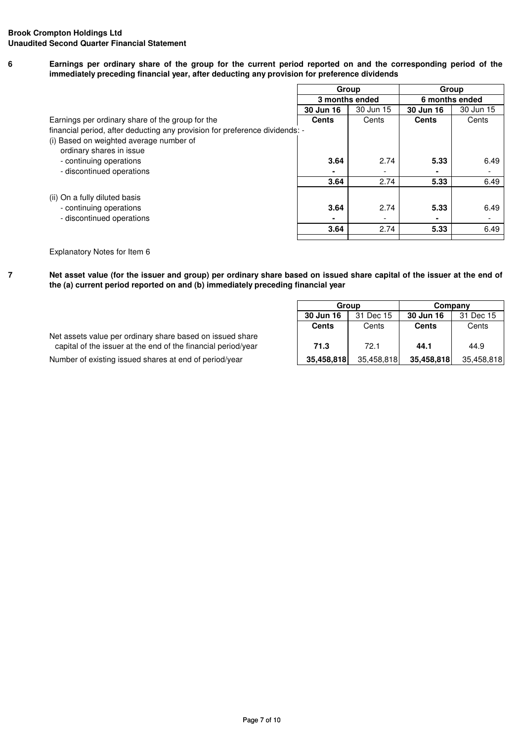**Brook Crompton Holdings Ltd**
**Unaudited Second Quarter Financial Statement**

**6 Earnings per ordinary share of the group for the current period reported on and the corresponding period of the immediately preceding financial year, after deducting any provision for preference dividends**

| | Group | | Group | |
|---|---|---|---|---|
| | 3 months ended | | 6 months ended | |
| | **30 Jun 16** | 30 Jun 15 | **30 Jun 16** | 30 Jun 15 |
| Earnings per ordinary share of the group for the financial period, after deducting any provision for preference dividends: - | **Cents** | Cents | **Cents** | Cents |
| (i) Based on weighted average number of ordinary shares in issue | | | | |
| - continuing operations | **3.64** | 2.74 | **5.33** | 6.49 |
| - discontinued operations | **-** | - | **-** | - |
| | **3.64** | 2.74 | **5.33** | 6.49 |
| (ii) On a fully diluted basis | | | | |
| - continuing operations | **3.64** | 2.74 | **5.33** | 6.49 |
| - discontinued operations | **-** | - | **-** | - |
| | **3.64** | 2.74 | **5.33** | 6.49 |

Explanatory Notes for Item 6

**7 Net asset value (for the issuer and group) per ordinary share based on issued share capital of the issuer at the end of the (a) current period reported on and (b) immediately preceding financial year**

| | Group | | Company | |
|---|---|---|---|---|
| | **30 Jun 16** | 31 Dec 15 | **30 Jun 16** | 31 Dec 15 |
| | **Cents** | Cents | **Cents** | Cents |
| Net assets value per ordinary share based on issued share capital of the issuer at the end of the financial period/year | **71.3** | 72.1 | **44.1** | 44.9 |
| Number of existing issued shares at end of period/year | **35,458,818** | 35,458,818 | **35,458,818** | 35,458,818 |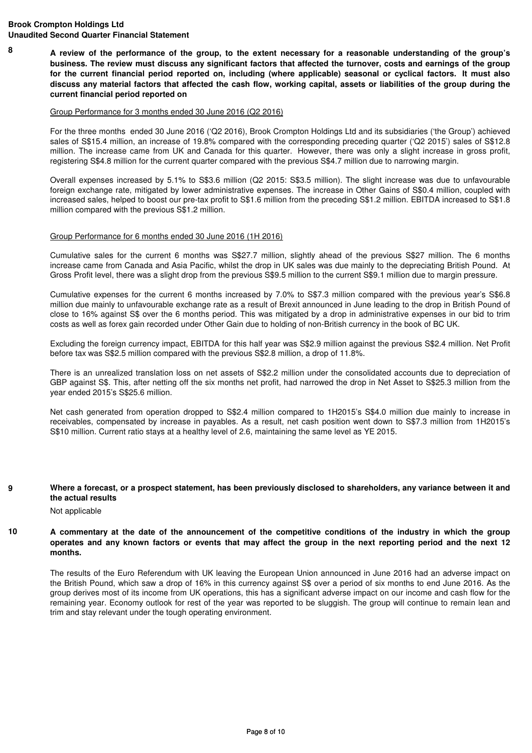**8 A review of the performance of the group, to the extent necessary for a reasonable understanding of the group's business. The review must discuss any significant factors that affected the turnover, costs and earnings of the group for the current financial period reported on, including (where applicable) seasonal or cyclical factors. It must also discuss any material factors that affected the cash flow, working capital, assets or liabilities of the group during the current financial period reported on**

Group Performance for 3 months ended 30 June 2016 (Q2 2016)

For the three months ended 30 June 2016 ('Q2 2016), Brook Crompton Holdings Ltd and its subsidiaries ('the Group') achieved sales of S$15.4 million, an increase of 19.8% compared with the corresponding preceding quarter ('Q2 2015') sales of S$12.8 million. The increase came from UK and Canada for this quarter. However, there was only a slight increase in gross profit, registering S$4.8 million for the current quarter compared with the previous S$4.7 million due to narrowing margin.

Overall expenses increased by 5.1% to S$3.6 million (Q2 2015: S$3.5 million). The slight increase was due to unfavourable foreign exchange rate, mitigated by lower administrative expenses. The increase in Other Gains of S$0.4 million, coupled with increased sales, helped to boost our pre-tax profit to S$1.6 million from the preceding S$1.2 million. EBITDA increased to S$1.8 million compared with the previous S$1.2 million.

Group Performance for 6 months ended 30 June 2016 (1H 2016)

Cumulative sales for the current 6 months was S$27.7 million, slightly ahead of the previous S$27 million. The 6 months increase came from Canada and Asia Pacific, whilst the drop in UK sales was due mainly to the depreciating British Pound. At Gross Profit level, there was a slight drop from the previous S$9.5 million to the current S$9.1 million due to margin pressure.

Cumulative expenses for the current 6 months increased by 7.0% to S$7.3 million compared with the previous year's S$6.8 million due mainly to unfavourable exchange rate as a result of Brexit announced in June leading to the drop in British Pound of close to 16% against S$ over the 6 months period. This was mitigated by a drop in administrative expenses in our bid to trim costs as well as forex gain recorded under Other Gain due to holding of non-British currency in the book of BC UK.

Excluding the foreign currency impact, EBITDA for this half year was S$2.9 million against the previous S$2.4 million. Net Profit before tax was S$2.5 million compared with the previous S$2.8 million, a drop of 11.8%.

There is an unrealized translation loss on net assets of S$2.2 million under the consolidated accounts due to depreciation of GBP against S$. This, after netting off the six months net profit, had narrowed the drop in Net Asset to S$25.3 million from the year ended 2015's S$25.6 million.

Net cash generated from operation dropped to S$2.4 million compared to 1H2015's S$4.0 million due mainly to increase in receivables, compensated by increase in payables. As a result, net cash position went down to S$7.3 million from 1H2015's S$10 million. Current ratio stays at a healthy level of 2.6, maintaining the same level as YE 2015.

**9 Where a forecast, or a prospect statement, has been previously disclosed to shareholders, any variance between it and the actual results**

Not applicable

**10 A commentary at the date of the announcement of the competitive conditions of the industry in which the group operates and any known factors or events that may affect the group in the next reporting period and the next 12 months.**

The results of the Euro Referendum with UK leaving the European Union announced in June 2016 had an adverse impact on the British Pound, which saw a drop of 16% in this currency against S$ over a period of six months to end June 2016. As the group derives most of its income from UK operations, this has a significant adverse impact on our income and cash flow for the remaining year. Economy outlook for rest of the year was reported to be sluggish. The group will continue to remain lean and trim and stay relevant under the tough operating environment.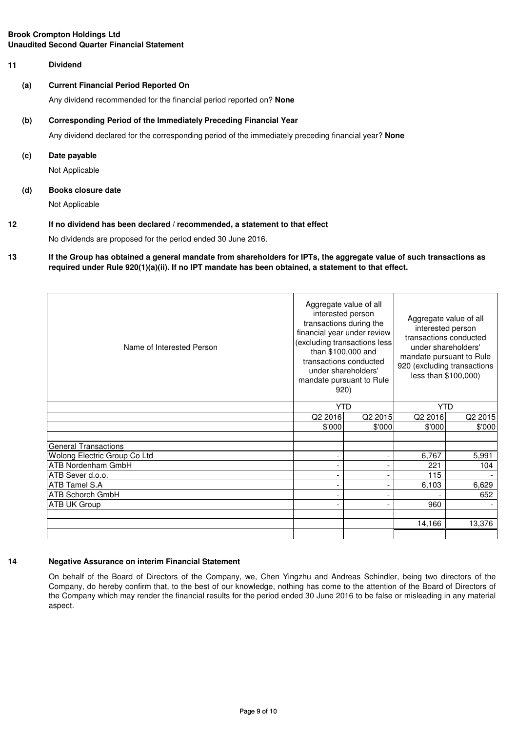**Brook Crompton Holdings Ltd**
**Unaudited Second Quarter Financial Statement**

## 11 Dividend

### (a) Current Financial Period Reported On

Any dividend recommended for the financial period reported on? **None**

### (b) Corresponding Period of the Immediately Preceding Financial Year

Any dividend declared for the corresponding period of the immediately preceding financial year? **None**

### (c) Date payable

Not Applicable

### (d) Books closure date

Not Applicable

## 12 If no dividend has been declared / recommended, a statement to that effect

No dividends are proposed for the period ended 30 June 2016.

## 13 If the Group has obtained a general mandate from shareholders for IPTs, the aggregate value of such transactions as required under Rule 920(1)(a)(ii). If no IPT mandate has been obtained, a statement to that effect.

| Name of Interested Person | Aggregate value of all interested person transactions during the financial year under review (excluding transactions less than $100,000 and transactions conducted under shareholders' mandate pursuant to Rule 920) | | Aggregate value of all interested person transactions conducted under shareholders' mandate pursuant to Rule 920 (excluding transactions less than $100,000) | |
|---|---|---|---|---|
| | YTD | | YTD | |
| | Q2 2016 | Q2 2015 | Q2 2016 | Q2 2015 |
| | $'000 | $'000 | $'000 | $'000 |
| General Transactions | | | | |
| Wolong Electric Group Co Ltd | - | - | 6,767 | 5,991 |
| ATB Nordenham GmbH | - | - | 221 | 104 |
| ATB Sever d.o.o. | - | - | 115 | - |
| ATB Tamel S.A | - | - | 6,103 | 6,629 |
| ATB Schorch GmbH | - | - | - | 652 |
| ATB UK Group | - | - | 960 | - |
| | | | 14,166 | 13,376 |

## 14 Negative Assurance on interim Financial Statement

On behalf of the Board of Directors of the Company, we, Chen Yingzhu and Andreas Schindler, being two directors of the Company, do hereby confirm that, to the best of our knowledge, nothing has come to the attention of the Board of Directors of the Company which may render the financial results for the period ended 30 June 2016 to be false or misleading in any material aspect.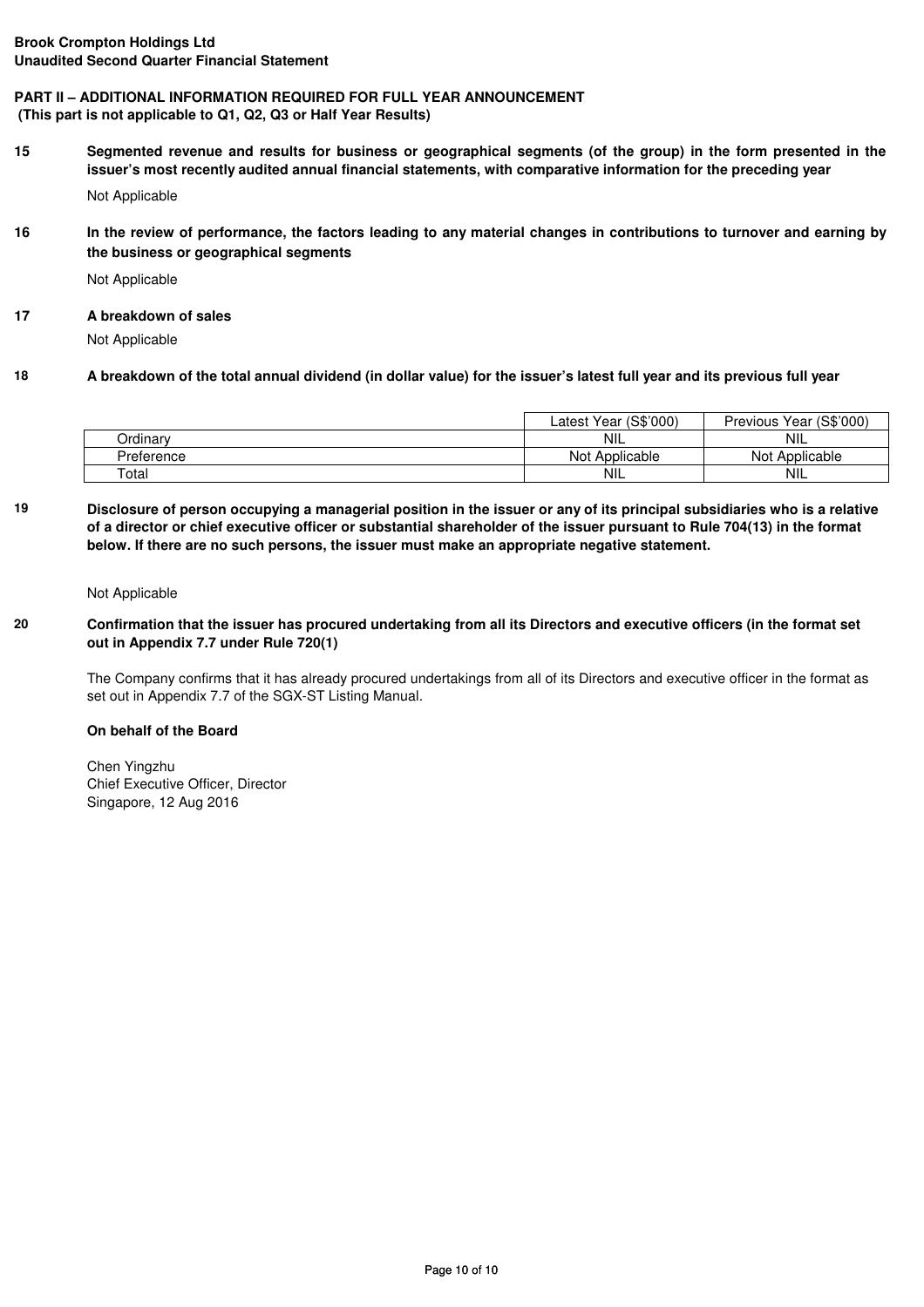**Brook Crompton Holdings Ltd**
**Unaudited Second Quarter Financial Statement**

**PART II – ADDITIONAL INFORMATION REQUIRED FOR FULL YEAR ANNOUNCEMENT**
**(This part is not applicable to Q1, Q2, Q3 or Half Year Results)**

**15 Segmented revenue and results for business or geographical segments (of the group) in the form presented in the issuer's most recently audited annual financial statements, with comparative information for the preceding year**

Not Applicable

**16 In the review of performance, the factors leading to any material changes in contributions to turnover and earning by the business or geographical segments**

Not Applicable

**17 A breakdown of sales**

Not Applicable

**18 A breakdown of the total annual dividend (in dollar value) for the issuer's latest full year and its previous full year**

| | Latest Year (S$'000) | Previous Year (S$'000) |
|---|---|---|
| Ordinary | NIL | NIL |
| Preference | Not Applicable | Not Applicable |
| Total | NIL | NIL |

**19 Disclosure of person occupying a managerial position in the issuer or any of its principal subsidiaries who is a relative of a director or chief executive officer or substantial shareholder of the issuer pursuant to Rule 704(13) in the format below. If there are no such persons, the issuer must make an appropriate negative statement.**

Not Applicable

**20 Confirmation that the issuer has procured undertaking from all its Directors and executive officers (in the format set out in Appendix 7.7 under Rule 720(1)**

The Company confirms that it has already procured undertakings from all of its Directors and executive officer in the format as set out in Appendix 7.7 of the SGX-ST Listing Manual.

**On behalf of the Board**

Chen Yingzhu
Chief Executive Officer, Director
Singapore, 12 Aug 2016